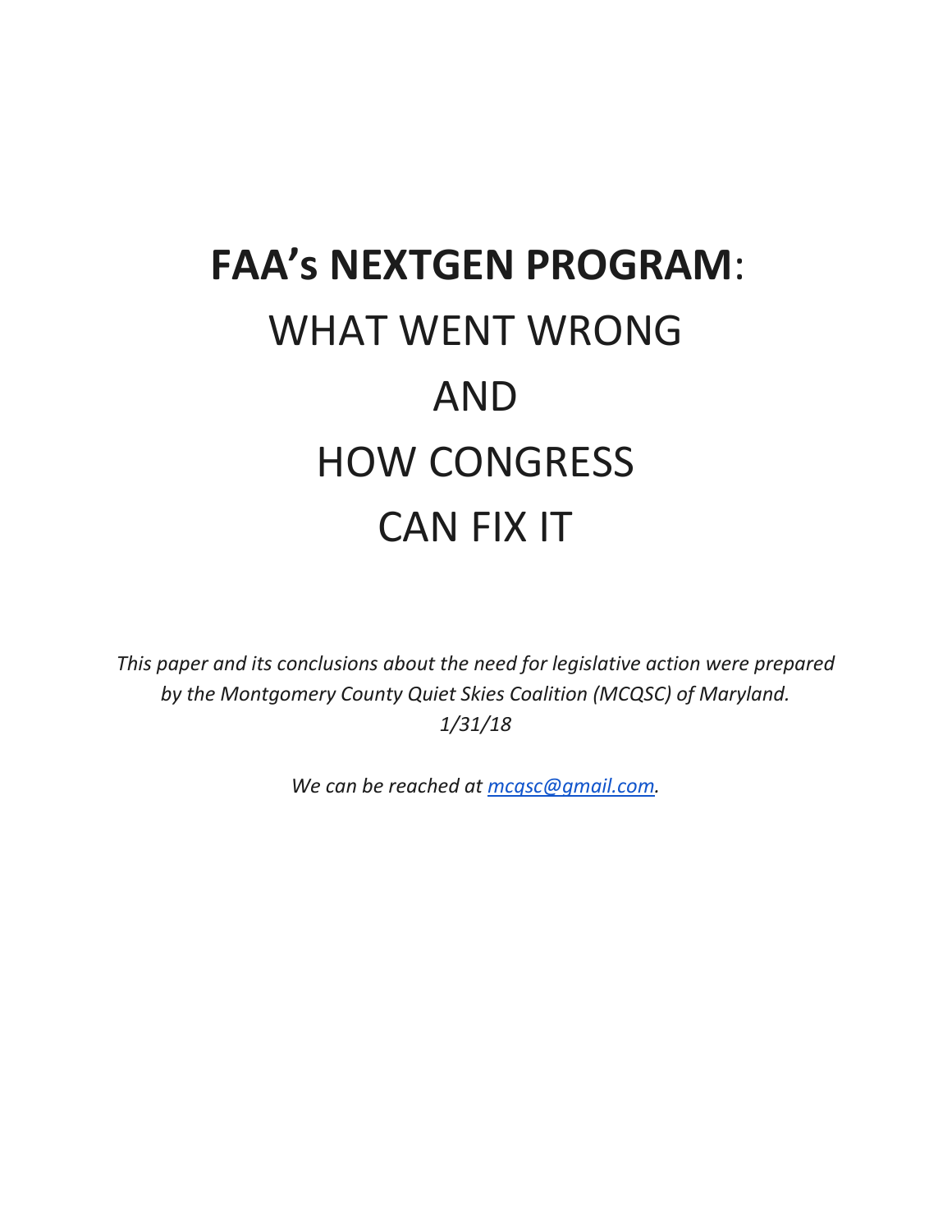# **FAA's NEXTGEN PROGRAM**: WHAT WENT WRONG AND HOW CONGRESS CAN FIX IT

*This paper and its conclusions about the need for legislative action were prepared by the Montgomery County Quiet Skies Coalition (MCQSC) of Maryland.*
*1/31/18*

*We can be reached at mcqsc@gmail.com.*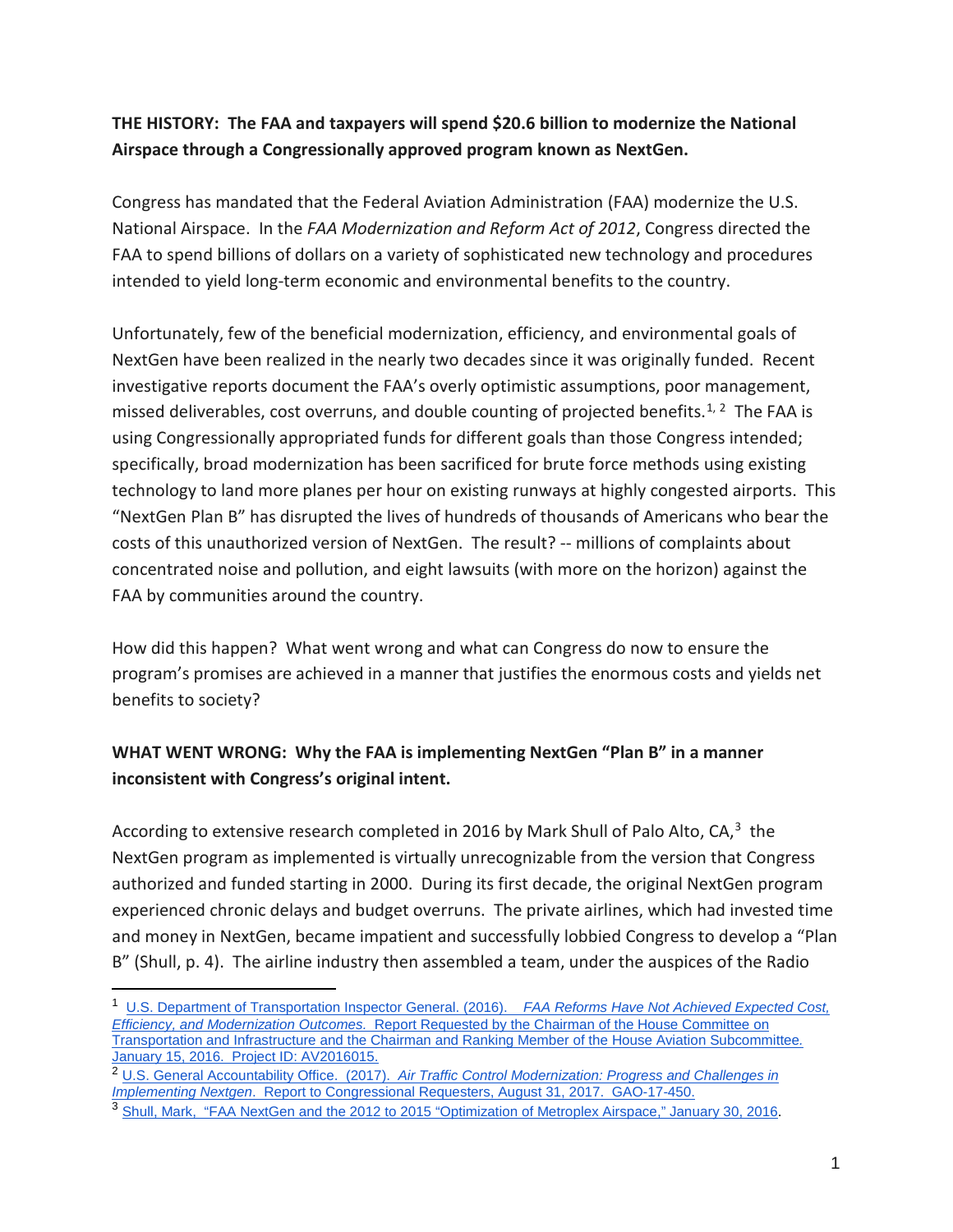**THE HISTORY: The FAA and taxpayers will spend $20.6 billion to modernize the National Airspace through a Congressionally approved program known as NextGen.**

Congress has mandated that the Federal Aviation Administration (FAA) modernize the U.S. National Airspace. In the *FAA Modernization and Reform Act of 2012*, Congress directed the FAA to spend billions of dollars on a variety of sophisticated new technology and procedures intended to yield long-term economic and environmental benefits to the country.

Unfortunately, few of the beneficial modernization, efficiency, and environmental goals of NextGen have been realized in the nearly two decades since it was originally funded. Recent investigative reports document the FAA's overly optimistic assumptions, poor management, missed deliverables, cost overruns, and double counting of projected benefits.[1, 2] The FAA is using Congressionally appropriated funds for different goals than those Congress intended; specifically, broad modernization has been sacrificed for brute force methods using existing technology to land more planes per hour on existing runways at highly congested airports. This "NextGen Plan B" has disrupted the lives of hundreds of thousands of Americans who bear the costs of this unauthorized version of NextGen. The result? -- millions of complaints about concentrated noise and pollution, and eight lawsuits (with more on the horizon) against the FAA by communities around the country.

How did this happen? What went wrong and what can Congress do now to ensure the program's promises are achieved in a manner that justifies the enormous costs and yields net benefits to society?

**WHAT WENT WRONG: Why the FAA is implementing NextGen "Plan B" in a manner inconsistent with Congress's original intent.**

According to extensive research completed in 2016 by Mark Shull of Palo Alto, CA,[3] the NextGen program as implemented is virtually unrecognizable from the version that Congress authorized and funded starting in 2000. During its first decade, the original NextGen program experienced chronic delays and budget overruns. The private airlines, which had invested time and money in NextGen, became impatient and successfully lobbied Congress to develop a "Plan B" (Shull, p. 4). The airline industry then assembled a team, under the auspices of the Radio

---

[1] U.S. Department of Transportation Inspector General. (2016). *FAA Reforms Have Not Achieved Expected Cost, Efficiency, and Modernization Outcomes.* Report Requested by the Chairman of the House Committee on Transportation and Infrastructure and the Chairman and Ranking Member of the House Aviation Subcommittee. January 15, 2016. Project ID: AV2016015.

[2] U.S. General Accountability Office. (2017). *Air Traffic Control Modernization: Progress and Challenges in Implementing Nextgen.* Report to Congressional Requesters, August 31, 2017. GAO-17-450.

[3] Shull, Mark, "FAA NextGen and the 2012 to 2015 "Optimization of Metroplex Airspace," January 30, 2016.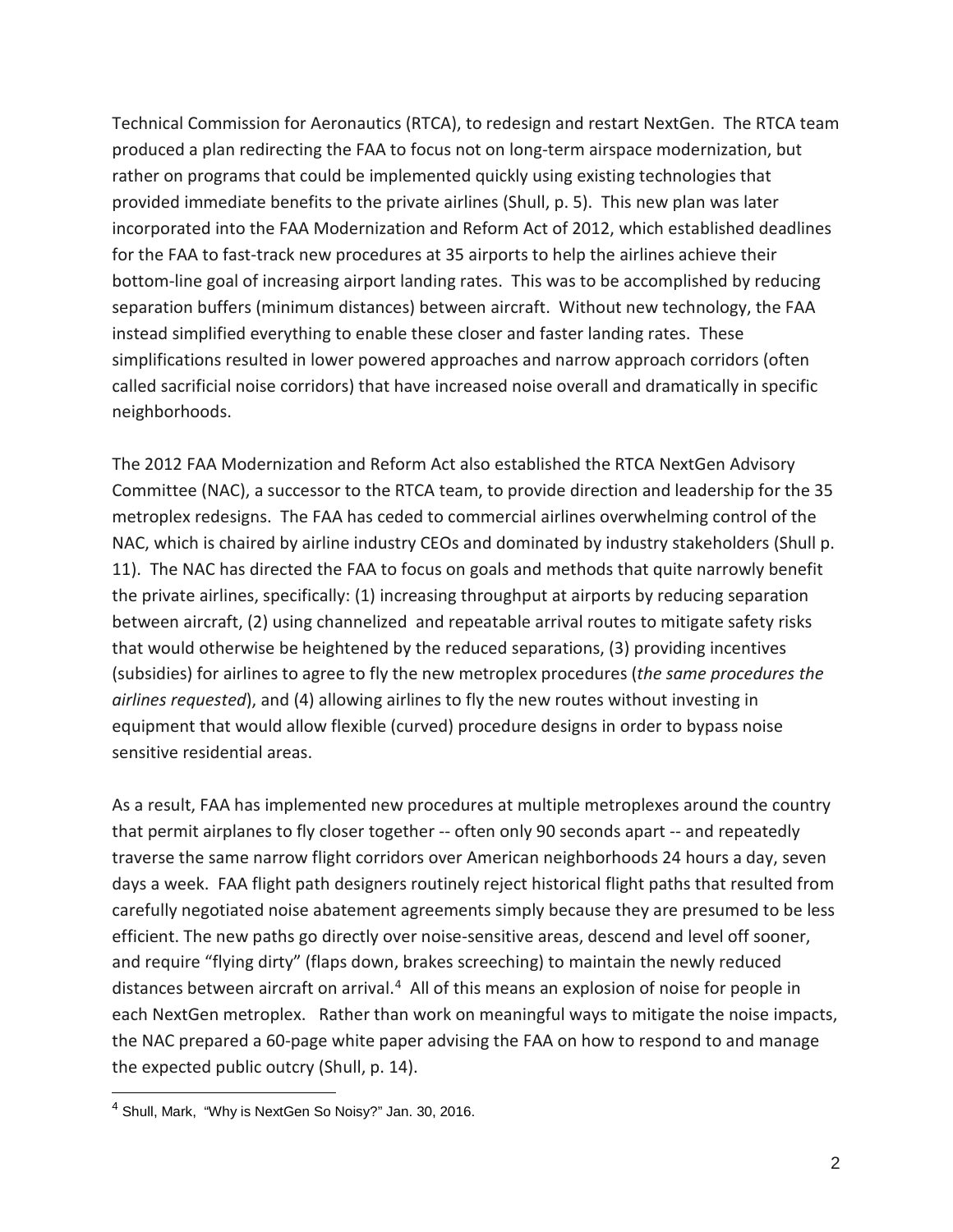Technical Commission for Aeronautics (RTCA), to redesign and restart NextGen. The RTCA team produced a plan redirecting the FAA to focus not on long-term airspace modernization, but rather on programs that could be implemented quickly using existing technologies that provided immediate benefits to the private airlines (Shull, p. 5). This new plan was later incorporated into the FAA Modernization and Reform Act of 2012, which established deadlines for the FAA to fast-track new procedures at 35 airports to help the airlines achieve their bottom-line goal of increasing airport landing rates. This was to be accomplished by reducing separation buffers (minimum distances) between aircraft. Without new technology, the FAA instead simplified everything to enable these closer and faster landing rates. These simplifications resulted in lower powered approaches and narrow approach corridors (often called sacrificial noise corridors) that have increased noise overall and dramatically in specific neighborhoods.

The 2012 FAA Modernization and Reform Act also established the RTCA NextGen Advisory Committee (NAC), a successor to the RTCA team, to provide direction and leadership for the 35 metroplex redesigns. The FAA has ceded to commercial airlines overwhelming control of the NAC, which is chaired by airline industry CEOs and dominated by industry stakeholders (Shull p. 11). The NAC has directed the FAA to focus on goals and methods that quite narrowly benefit the private airlines, specifically: (1) increasing throughput at airports by reducing separation between aircraft, (2) using channelized and repeatable arrival routes to mitigate safety risks that would otherwise be heightened by the reduced separations, (3) providing incentives (subsidies) for airlines to agree to fly the new metroplex procedures (*the same procedures the airlines requested*), and (4) allowing airlines to fly the new routes without investing in equipment that would allow flexible (curved) procedure designs in order to bypass noise sensitive residential areas.

As a result, FAA has implemented new procedures at multiple metroplexes around the country that permit airplanes to fly closer together -- often only 90 seconds apart -- and repeatedly traverse the same narrow flight corridors over American neighborhoods 24 hours a day, seven days a week. FAA flight path designers routinely reject historical flight paths that resulted from carefully negotiated noise abatement agreements simply because they are presumed to be less efficient. The new paths go directly over noise-sensitive areas, descend and level off sooner, and require "flying dirty" (flaps down, brakes screeching) to maintain the newly reduced distances between aircraft on arrival.[4] All of this means an explosion of noise for people in each NextGen metroplex. Rather than work on meaningful ways to mitigate the noise impacts, the NAC prepared a 60-page white paper advising the FAA on how to respond to and manage the expected public outcry (Shull, p. 14).

---

[4] Shull, Mark, "Why is NextGen So Noisy?" Jan. 30, 2016.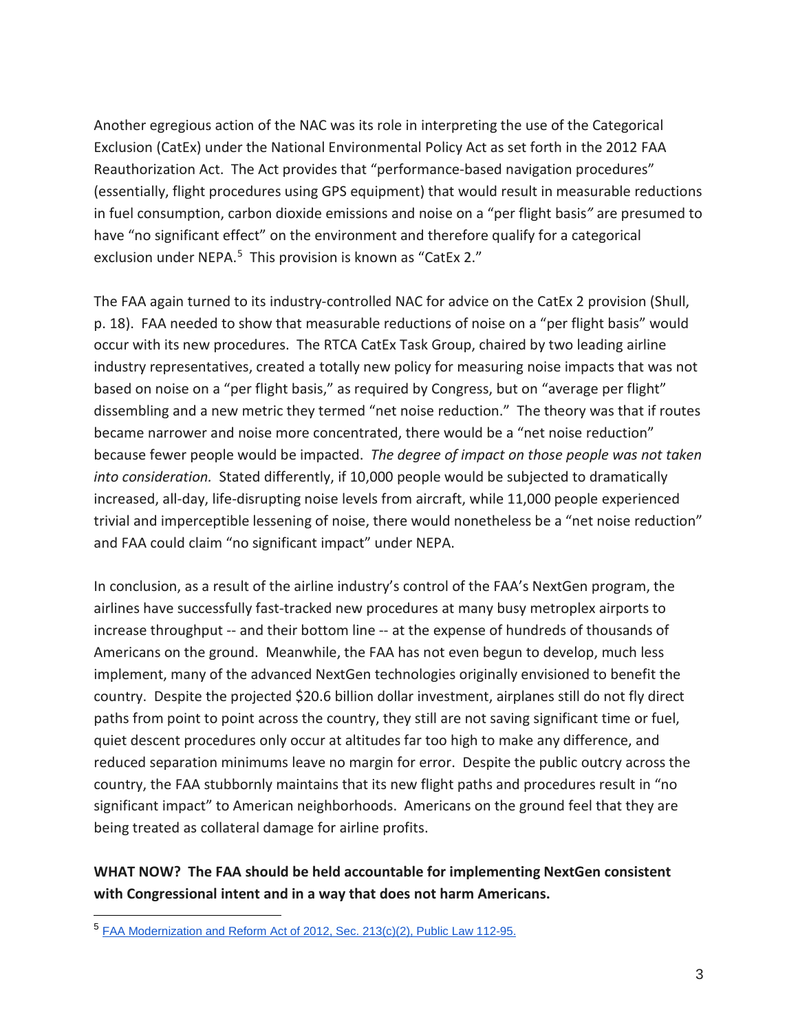Another egregious action of the NAC was its role in interpreting the use of the Categorical Exclusion (CatEx) under the National Environmental Policy Act as set forth in the 2012 FAA Reauthorization Act. The Act provides that "performance-based navigation procedures" (essentially, flight procedures using GPS equipment) that would result in measurable reductions in fuel consumption, carbon dioxide emissions and noise on a "per flight basis" are presumed to have "no significant effect" on the environment and therefore qualify for a categorical exclusion under NEPA.[5] This provision is known as "CatEx 2."

The FAA again turned to its industry-controlled NAC for advice on the CatEx 2 provision (Shull, p. 18). FAA needed to show that measurable reductions of noise on a "per flight basis" would occur with its new procedures. The RTCA CatEx Task Group, chaired by two leading airline industry representatives, created a totally new policy for measuring noise impacts that was not based on noise on a "per flight basis," as required by Congress, but on "average per flight" dissembling and a new metric they termed "net noise reduction." The theory was that if routes became narrower and noise more concentrated, there would be a "net noise reduction" because fewer people would be impacted. *The degree of impact on those people was not taken into consideration.* Stated differently, if 10,000 people would be subjected to dramatically increased, all-day, life-disrupting noise levels from aircraft, while 11,000 people experienced trivial and imperceptible lessening of noise, there would nonetheless be a "net noise reduction" and FAA could claim "no significant impact" under NEPA.

In conclusion, as a result of the airline industry's control of the FAA's NextGen program, the airlines have successfully fast-tracked new procedures at many busy metroplex airports to increase throughput -- and their bottom line -- at the expense of hundreds of thousands of Americans on the ground. Meanwhile, the FAA has not even begun to develop, much less implement, many of the advanced NextGen technologies originally envisioned to benefit the country. Despite the projected $20.6 billion dollar investment, airplanes still do not fly direct paths from point to point across the country, they still are not saving significant time or fuel, quiet descent procedures only occur at altitudes far too high to make any difference, and reduced separation minimums leave no margin for error. Despite the public outcry across the country, the FAA stubbornly maintains that its new flight paths and procedures result in "no significant impact" to American neighborhoods. Americans on the ground feel that they are being treated as collateral damage for airline profits.

**WHAT NOW? The FAA should be held accountable for implementing NextGen consistent with Congressional intent and in a way that does not harm Americans.**

---

[5] FAA Modernization and Reform Act of 2012, Sec. 213(c)(2), Public Law 112-95.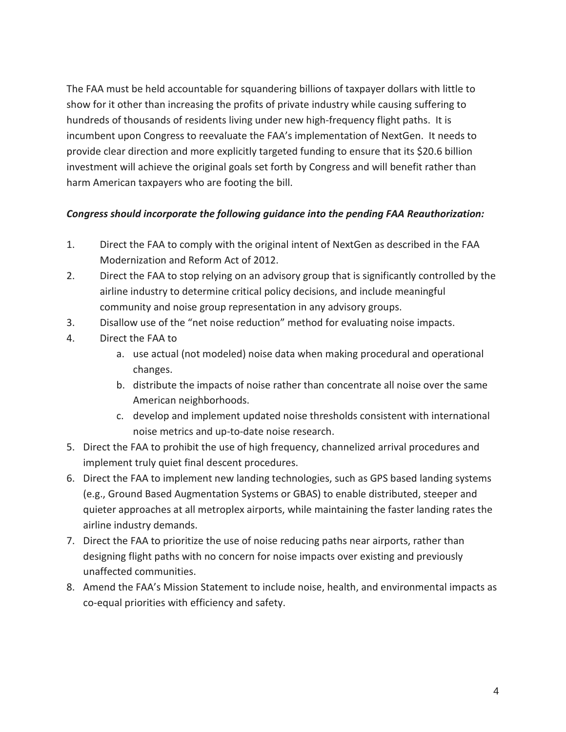The FAA must be held accountable for squandering billions of taxpayer dollars with little to show for it other than increasing the profits of private industry while causing suffering to hundreds of thousands of residents living under new high-frequency flight paths. It is incumbent upon Congress to reevaluate the FAA's implementation of NextGen. It needs to provide clear direction and more explicitly targeted funding to ensure that its $20.6 billion investment will achieve the original goals set forth by Congress and will benefit rather than harm American taxpayers who are footing the bill.

***Congress should incorporate the following guidance into the pending FAA Reauthorization:***

1. Direct the FAA to comply with the original intent of NextGen as described in the FAA Modernization and Reform Act of 2012.
2. Direct the FAA to stop relying on an advisory group that is significantly controlled by the airline industry to determine critical policy decisions, and include meaningful community and noise group representation in any advisory groups.
3. Disallow use of the "net noise reduction" method for evaluating noise impacts.
4. Direct the FAA to
   a. use actual (not modeled) noise data when making procedural and operational changes.
   b. distribute the impacts of noise rather than concentrate all noise over the same American neighborhoods.
   c. develop and implement updated noise thresholds consistent with international noise metrics and up-to-date noise research.
5. Direct the FAA to prohibit the use of high frequency, channelized arrival procedures and implement truly quiet final descent procedures.
6. Direct the FAA to implement new landing technologies, such as GPS based landing systems (e.g., Ground Based Augmentation Systems or GBAS) to enable distributed, steeper and quieter approaches at all metroplex airports, while maintaining the faster landing rates the airline industry demands.
7. Direct the FAA to prioritize the use of noise reducing paths near airports, rather than designing flight paths with no concern for noise impacts over existing and previously unaffected communities.
8. Amend the FAA's Mission Statement to include noise, health, and environmental impacts as co-equal priorities with efficiency and safety.